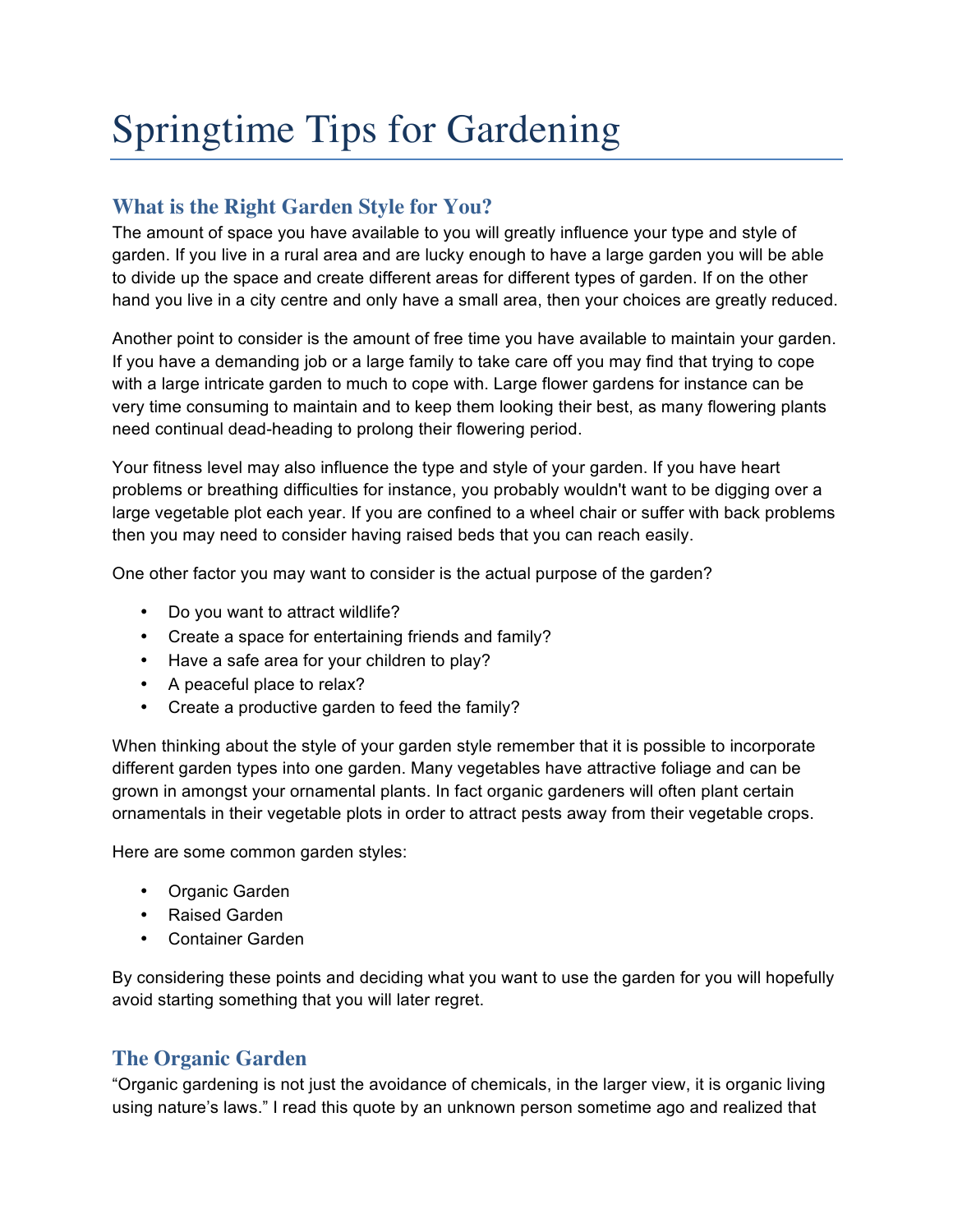# Springtime Tips for Gardening

## What is the Right Garden Style for You?

The amount of space you have available to you will greatly influence your type and style of garden. If you live in a rural area and are lucky enough to have a large garden you will be able to divide up the space and create different areas for different types of garden. If on the other hand you live in a city centre and only have a small area, then your choices are greatly reduced.

Another point to consider is the amount of free time you have available to maintain your garden. If you have a demanding job or a large family to take care off you may find that trying to cope with a large intricate garden to much to cope with. Large flower gardens for instance can be very time consuming to maintain and to keep them looking their best, as many flowering plants need continual dead-heading to prolong their flowering period.

Your fitness level may also influence the type and style of your garden. If you have heart problems or breathing difficulties for instance, you probably wouldn't want to be digging over a large vegetable plot each year. If you are confined to a wheel chair or suffer with back problems then you may need to consider having raised beds that you can reach easily.

One other factor you may want to consider is the actual purpose of the garden?

- Do you want to attract wildlife?
- Create a space for entertaining friends and family?
- Have a safe area for your children to play?
- A peaceful place to relax?
- Create a productive garden to feed the family?

When thinking about the style of your garden style remember that it is possible to incorporate different garden types into one garden. Many vegetables have attractive foliage and can be grown in amongst your ornamental plants. In fact organic gardeners will often plant certain ornamentals in their vegetable plots in order to attract pests away from their vegetable crops.

Here are some common garden styles:

- Organic Garden
- Raised Garden
- Container Garden

By considering these points and deciding what you want to use the garden for you will hopefully avoid starting something that you will later regret.

## The Organic Garden

"Organic gardening is not just the avoidance of chemicals, in the larger view, it is organic living using nature's laws." I read this quote by an unknown person sometime ago and realized that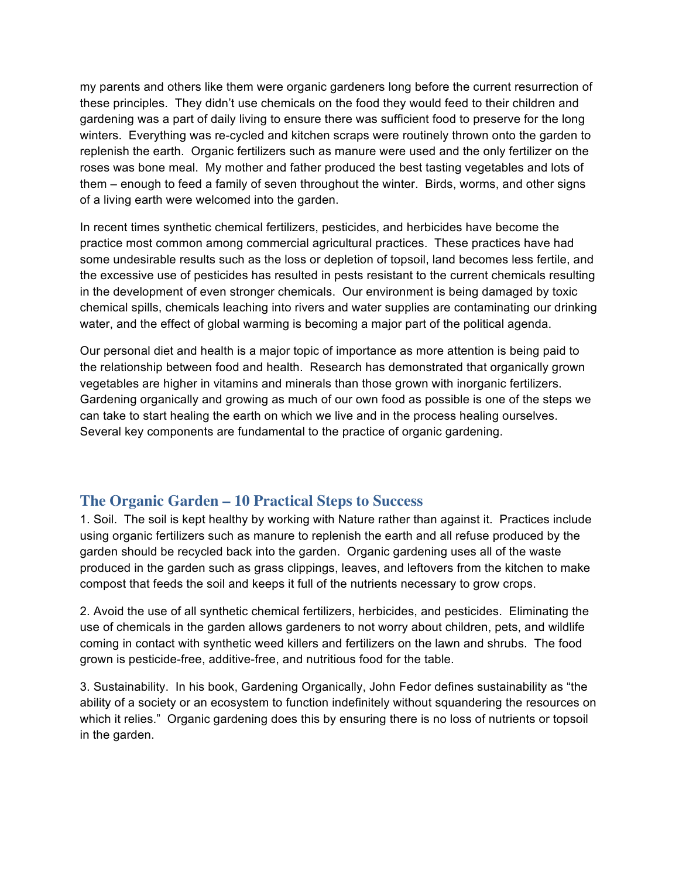my parents and others like them were organic gardeners long before the current resurrection of these principles. They didn't use chemicals on the food they would feed to their children and gardening was a part of daily living to ensure there was sufficient food to preserve for the long winters. Everything was re-cycled and kitchen scraps were routinely thrown onto the garden to replenish the earth. Organic fertilizers such as manure were used and the only fertilizer on the roses was bone meal. My mother and father produced the best tasting vegetables and lots of them – enough to feed a family of seven throughout the winter. Birds, worms, and other signs of a living earth were welcomed into the garden.

In recent times synthetic chemical fertilizers, pesticides, and herbicides have become the practice most common among commercial agricultural practices. These practices have had some undesirable results such as the loss or depletion of topsoil, land becomes less fertile, and the excessive use of pesticides has resulted in pests resistant to the current chemicals resulting in the development of even stronger chemicals. Our environment is being damaged by toxic chemical spills, chemicals leaching into rivers and water supplies are contaminating our drinking water, and the effect of global warming is becoming a major part of the political agenda.

Our personal diet and health is a major topic of importance as more attention is being paid to the relationship between food and health. Research has demonstrated that organically grown vegetables are higher in vitamins and minerals than those grown with inorganic fertilizers. Gardening organically and growing as much of our own food as possible is one of the steps we can take to start healing the earth on which we live and in the process healing ourselves. Several key components are fundamental to the practice of organic gardening.

## The Organic Garden – 10 Practical Steps to Success

1. Soil. The soil is kept healthy by working with Nature rather than against it. Practices include using organic fertilizers such as manure to replenish the earth and all refuse produced by the garden should be recycled back into the garden. Organic gardening uses all of the waste produced in the garden such as grass clippings, leaves, and leftovers from the kitchen to make compost that feeds the soil and keeps it full of the nutrients necessary to grow crops.

2. Avoid the use of all synthetic chemical fertilizers, herbicides, and pesticides. Eliminating the use of chemicals in the garden allows gardeners to not worry about children, pets, and wildlife coming in contact with synthetic weed killers and fertilizers on the lawn and shrubs. The food grown is pesticide-free, additive-free, and nutritious food for the table.

3. Sustainability. In his book, Gardening Organically, John Fedor defines sustainability as "the ability of a society or an ecosystem to function indefinitely without squandering the resources on which it relies." Organic gardening does this by ensuring there is no loss of nutrients or topsoil in the garden.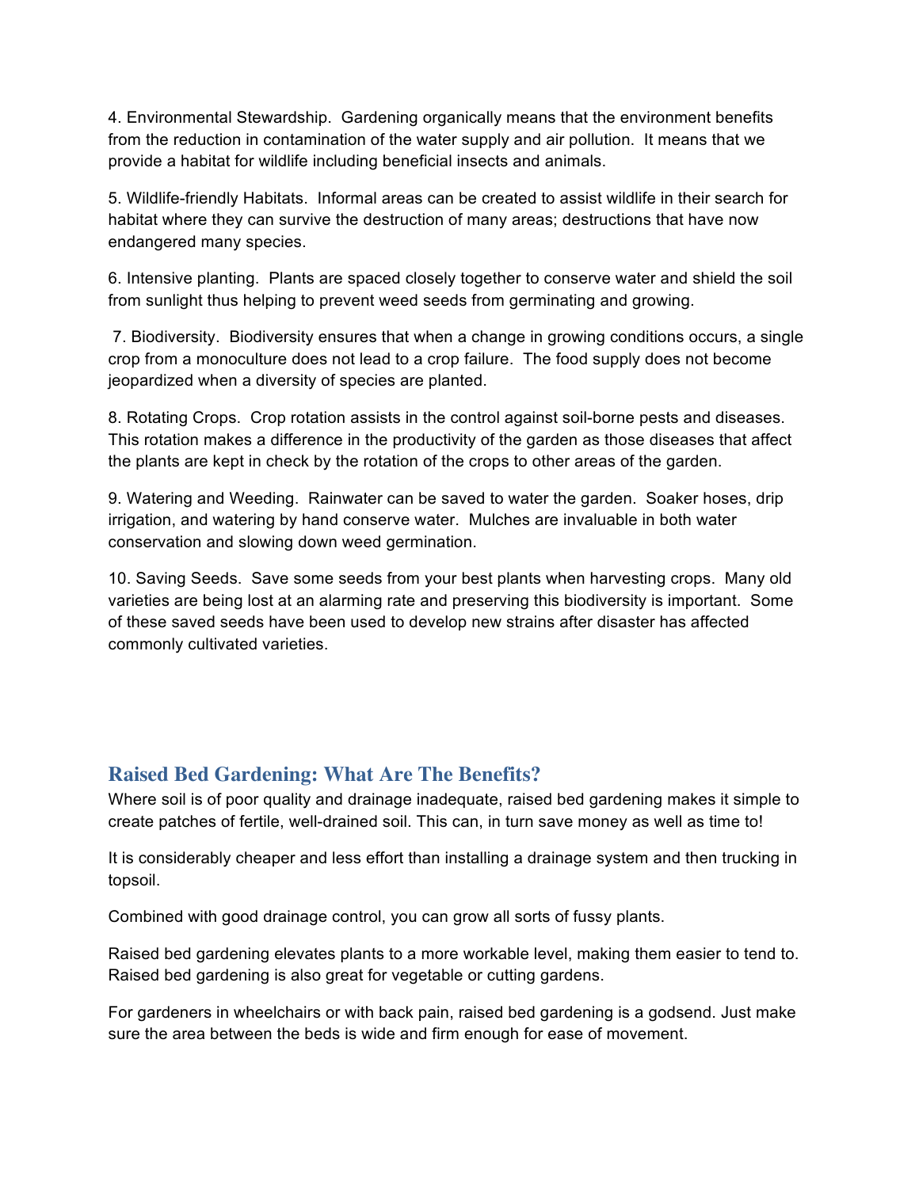4. Environmental Stewardship. Gardening organically means that the environment benefits from the reduction in contamination of the water supply and air pollution. It means that we provide a habitat for wildlife including beneficial insects and animals.

5. Wildlife-friendly Habitats. Informal areas can be created to assist wildlife in their search for habitat where they can survive the destruction of many areas; destructions that have now endangered many species.

6. Intensive planting. Plants are spaced closely together to conserve water and shield the soil from sunlight thus helping to prevent weed seeds from germinating and growing.

7. Biodiversity. Biodiversity ensures that when a change in growing conditions occurs, a single crop from a monoculture does not lead to a crop failure. The food supply does not become jeopardized when a diversity of species are planted.

8. Rotating Crops. Crop rotation assists in the control against soil-borne pests and diseases. This rotation makes a difference in the productivity of the garden as those diseases that affect the plants are kept in check by the rotation of the crops to other areas of the garden.

9. Watering and Weeding. Rainwater can be saved to water the garden. Soaker hoses, drip irrigation, and watering by hand conserve water. Mulches are invaluable in both water conservation and slowing down weed germination.

10. Saving Seeds. Save some seeds from your best plants when harvesting crops. Many old varieties are being lost at an alarming rate and preserving this biodiversity is important. Some of these saved seeds have been used to develop new strains after disaster has affected commonly cultivated varieties.

## Raised Bed Gardening: What Are The Benefits?

Where soil is of poor quality and drainage inadequate, raised bed gardening makes it simple to create patches of fertile, well-drained soil. This can, in turn save money as well as time to!

It is considerably cheaper and less effort than installing a drainage system and then trucking in topsoil.

Combined with good drainage control, you can grow all sorts of fussy plants.

Raised bed gardening elevates plants to a more workable level, making them easier to tend to. Raised bed gardening is also great for vegetable or cutting gardens.

For gardeners in wheelchairs or with back pain, raised bed gardening is a godsend. Just make sure the area between the beds is wide and firm enough for ease of movement.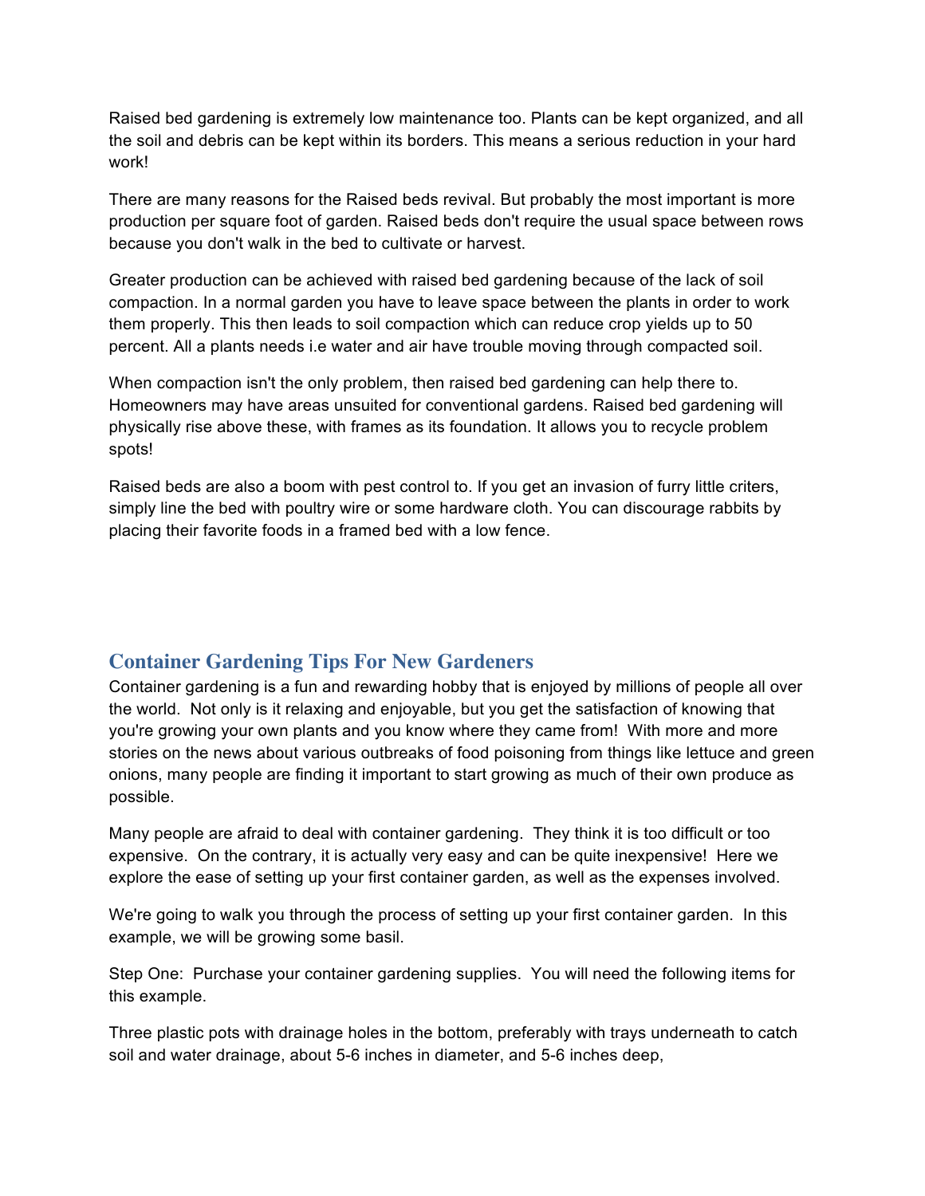Raised bed gardening is extremely low maintenance too. Plants can be kept organized, and all the soil and debris can be kept within its borders. This means a serious reduction in your hard work!

There are many reasons for the Raised beds revival. But probably the most important is more production per square foot of garden. Raised beds don't require the usual space between rows because you don't walk in the bed to cultivate or harvest.

Greater production can be achieved with raised bed gardening because of the lack of soil compaction. In a normal garden you have to leave space between the plants in order to work them properly. This then leads to soil compaction which can reduce crop yields up to 50 percent. All a plants needs i.e water and air have trouble moving through compacted soil.

When compaction isn't the only problem, then raised bed gardening can help there to. Homeowners may have areas unsuited for conventional gardens. Raised bed gardening will physically rise above these, with frames as its foundation. It allows you to recycle problem spots!

Raised beds are also a boom with pest control to. If you get an invasion of furry little criters, simply line the bed with poultry wire or some hardware cloth. You can discourage rabbits by placing their favorite foods in a framed bed with a low fence.

## Container Gardening Tips For New Gardeners

Container gardening is a fun and rewarding hobby that is enjoyed by millions of people all over the world. Not only is it relaxing and enjoyable, but you get the satisfaction of knowing that you're growing your own plants and you know where they came from! With more and more stories on the news about various outbreaks of food poisoning from things like lettuce and green onions, many people are finding it important to start growing as much of their own produce as possible.

Many people are afraid to deal with container gardening. They think it is too difficult or too expensive. On the contrary, it is actually very easy and can be quite inexpensive! Here we explore the ease of setting up your first container garden, as well as the expenses involved.

We're going to walk you through the process of setting up your first container garden. In this example, we will be growing some basil.

Step One: Purchase your container gardening supplies. You will need the following items for this example.

Three plastic pots with drainage holes in the bottom, preferably with trays underneath to catch soil and water drainage, about 5-6 inches in diameter, and 5-6 inches deep,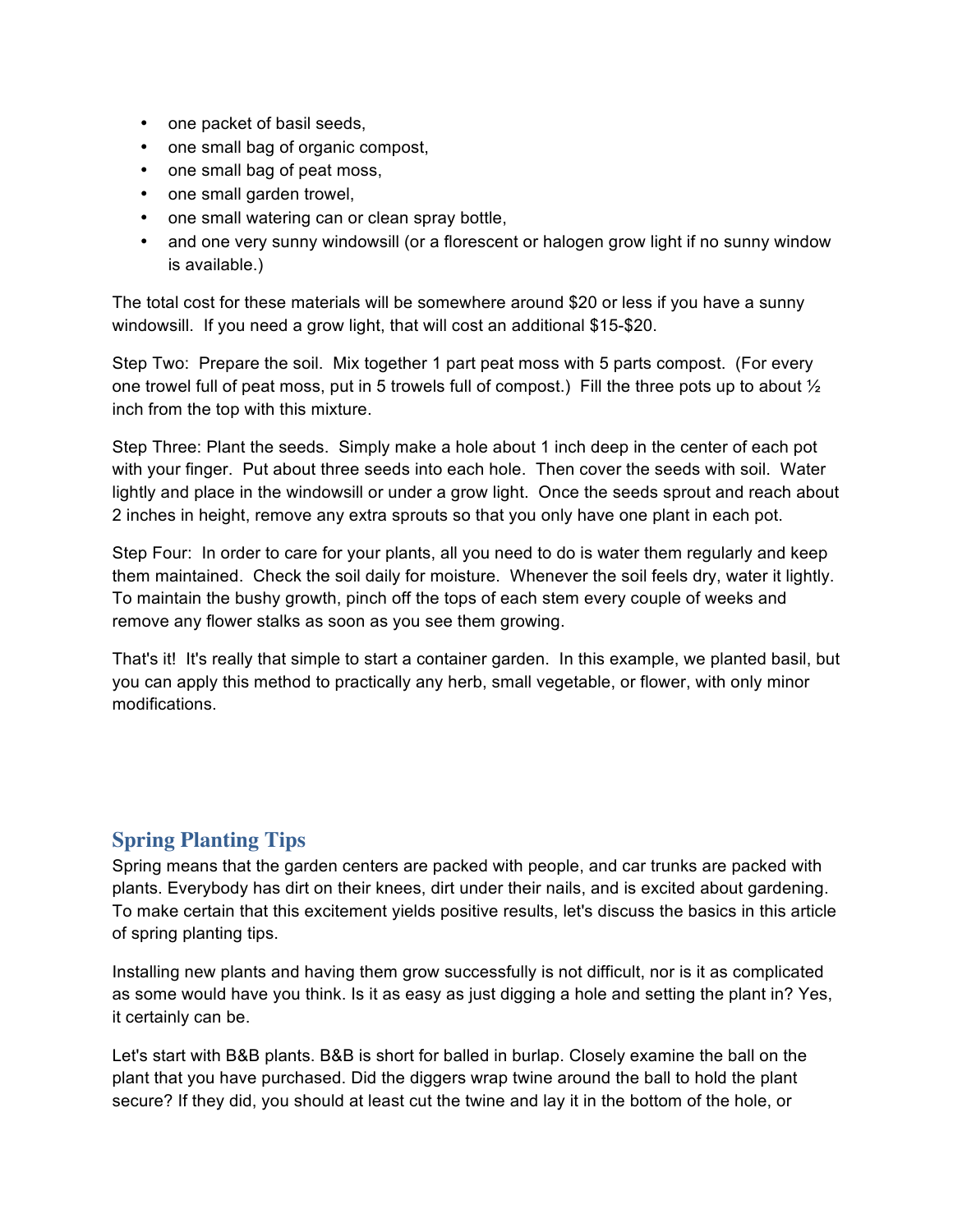- one packet of basil seeds,
- one small bag of organic compost,
- one small bag of peat moss,
- one small garden trowel,
- one small watering can or clean spray bottle,
- and one very sunny windowsill (or a florescent or halogen grow light if no sunny window is available.)

The total cost for these materials will be somewhere around $20 or less if you have a sunny windowsill. If you need a grow light, that will cost an additional $15-$20.

Step Two: Prepare the soil. Mix together 1 part peat moss with 5 parts compost. (For every one trowel full of peat moss, put in 5 trowels full of compost.) Fill the three pots up to about ½ inch from the top with this mixture.

Step Three: Plant the seeds. Simply make a hole about 1 inch deep in the center of each pot with your finger. Put about three seeds into each hole. Then cover the seeds with soil. Water lightly and place in the windowsill or under a grow light. Once the seeds sprout and reach about 2 inches in height, remove any extra sprouts so that you only have one plant in each pot.

Step Four: In order to care for your plants, all you need to do is water them regularly and keep them maintained. Check the soil daily for moisture. Whenever the soil feels dry, water it lightly. To maintain the bushy growth, pinch off the tops of each stem every couple of weeks and remove any flower stalks as soon as you see them growing.

That's it! It's really that simple to start a container garden. In this example, we planted basil, but you can apply this method to practically any herb, small vegetable, or flower, with only minor modifications.

## Spring Planting Tips

Spring means that the garden centers are packed with people, and car trunks are packed with plants. Everybody has dirt on their knees, dirt under their nails, and is excited about gardening. To make certain that this excitement yields positive results, let's discuss the basics in this article of spring planting tips.

Installing new plants and having them grow successfully is not difficult, nor is it as complicated as some would have you think. Is it as easy as just digging a hole and setting the plant in? Yes, it certainly can be.

Let's start with B&B plants. B&B is short for balled in burlap. Closely examine the ball on the plant that you have purchased. Did the diggers wrap twine around the ball to hold the plant secure? If they did, you should at least cut the twine and lay it in the bottom of the hole, or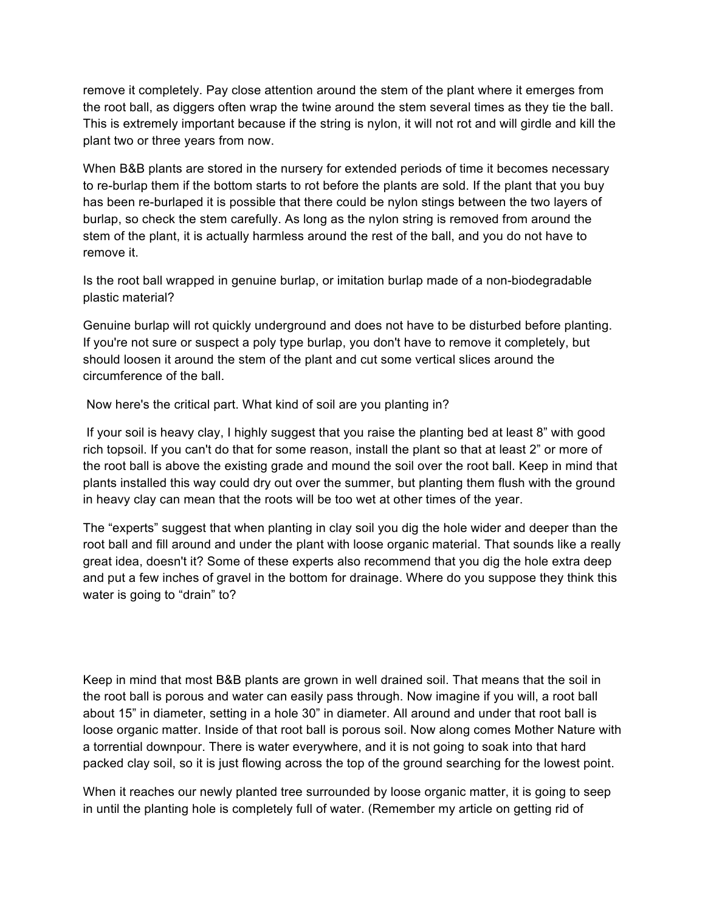remove it completely. Pay close attention around the stem of the plant where it emerges from the root ball, as diggers often wrap the twine around the stem several times as they tie the ball. This is extremely important because if the string is nylon, it will not rot and will girdle and kill the plant two or three years from now.

When B&B plants are stored in the nursery for extended periods of time it becomes necessary to re-burlap them if the bottom starts to rot before the plants are sold. If the plant that you buy has been re-burlaped it is possible that there could be nylon stings between the two layers of burlap, so check the stem carefully. As long as the nylon string is removed from around the stem of the plant, it is actually harmless around the rest of the ball, and you do not have to remove it.

Is the root ball wrapped in genuine burlap, or imitation burlap made of a non-biodegradable plastic material?

Genuine burlap will rot quickly underground and does not have to be disturbed before planting. If you're not sure or suspect a poly type burlap, you don't have to remove it completely, but should loosen it around the stem of the plant and cut some vertical slices around the circumference of the ball.

Now here's the critical part. What kind of soil are you planting in?

If your soil is heavy clay, I highly suggest that you raise the planting bed at least 8" with good rich topsoil. If you can't do that for some reason, install the plant so that at least 2" or more of the root ball is above the existing grade and mound the soil over the root ball. Keep in mind that plants installed this way could dry out over the summer, but planting them flush with the ground in heavy clay can mean that the roots will be too wet at other times of the year.

The "experts" suggest that when planting in clay soil you dig the hole wider and deeper than the root ball and fill around and under the plant with loose organic material. That sounds like a really great idea, doesn't it? Some of these experts also recommend that you dig the hole extra deep and put a few inches of gravel in the bottom for drainage. Where do you suppose they think this water is going to "drain" to?

Keep in mind that most B&B plants are grown in well drained soil. That means that the soil in the root ball is porous and water can easily pass through. Now imagine if you will, a root ball about 15" in diameter, setting in a hole 30" in diameter. All around and under that root ball is loose organic matter. Inside of that root ball is porous soil. Now along comes Mother Nature with a torrential downpour. There is water everywhere, and it is not going to soak into that hard packed clay soil, so it is just flowing across the top of the ground searching for the lowest point.

When it reaches our newly planted tree surrounded by loose organic matter, it is going to seep in until the planting hole is completely full of water. (Remember my article on getting rid of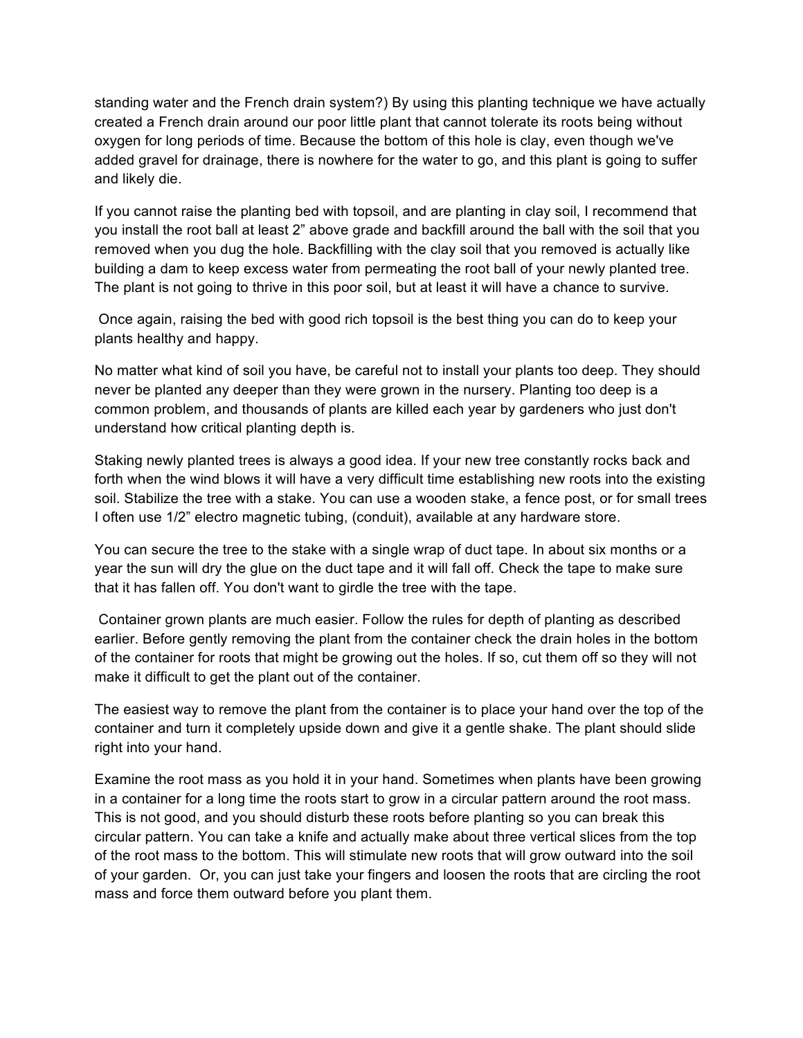standing water and the French drain system?) By using this planting technique we have actually created a French drain around our poor little plant that cannot tolerate its roots being without oxygen for long periods of time. Because the bottom of this hole is clay, even though we've added gravel for drainage, there is nowhere for the water to go, and this plant is going to suffer and likely die.

If you cannot raise the planting bed with topsoil, and are planting in clay soil, I recommend that you install the root ball at least 2" above grade and backfill around the ball with the soil that you removed when you dug the hole. Backfilling with the clay soil that you removed is actually like building a dam to keep excess water from permeating the root ball of your newly planted tree. The plant is not going to thrive in this poor soil, but at least it will have a chance to survive.

Once again, raising the bed with good rich topsoil is the best thing you can do to keep your plants healthy and happy.

No matter what kind of soil you have, be careful not to install your plants too deep. They should never be planted any deeper than they were grown in the nursery. Planting too deep is a common problem, and thousands of plants are killed each year by gardeners who just don't understand how critical planting depth is.

Staking newly planted trees is always a good idea. If your new tree constantly rocks back and forth when the wind blows it will have a very difficult time establishing new roots into the existing soil. Stabilize the tree with a stake. You can use a wooden stake, a fence post, or for small trees I often use 1/2" electro magnetic tubing, (conduit), available at any hardware store.

You can secure the tree to the stake with a single wrap of duct tape. In about six months or a year the sun will dry the glue on the duct tape and it will fall off. Check the tape to make sure that it has fallen off. You don't want to girdle the tree with the tape.

Container grown plants are much easier. Follow the rules for depth of planting as described earlier. Before gently removing the plant from the container check the drain holes in the bottom of the container for roots that might be growing out the holes. If so, cut them off so they will not make it difficult to get the plant out of the container.

The easiest way to remove the plant from the container is to place your hand over the top of the container and turn it completely upside down and give it a gentle shake. The plant should slide right into your hand.

Examine the root mass as you hold it in your hand. Sometimes when plants have been growing in a container for a long time the roots start to grow in a circular pattern around the root mass. This is not good, and you should disturb these roots before planting so you can break this circular pattern. You can take a knife and actually make about three vertical slices from the top of the root mass to the bottom. This will stimulate new roots that will grow outward into the soil of your garden. Or, you can just take your fingers and loosen the roots that are circling the root mass and force them outward before you plant them.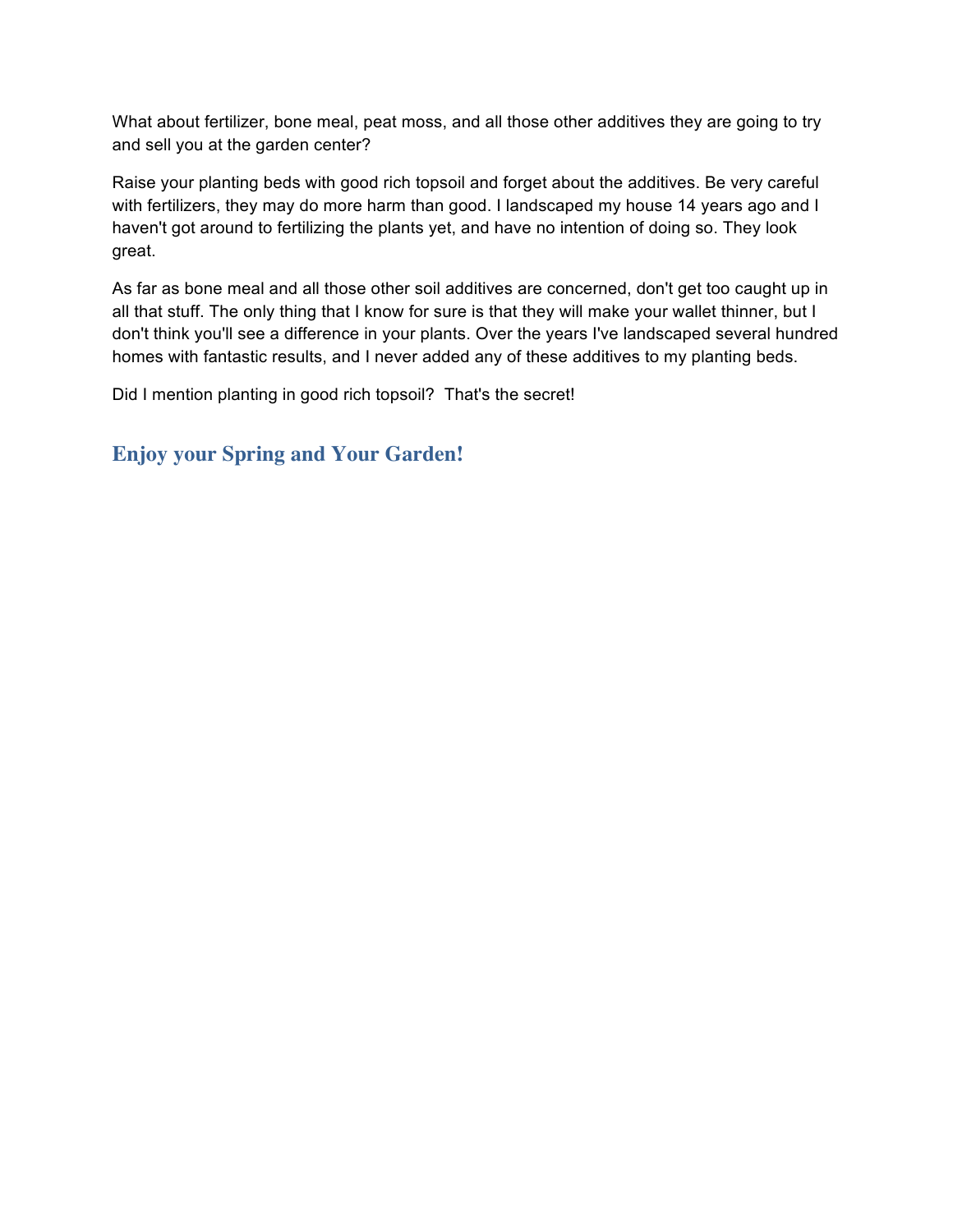What about fertilizer, bone meal, peat moss, and all those other additives they are going to try and sell you at the garden center?

Raise your planting beds with good rich topsoil and forget about the additives. Be very careful with fertilizers, they may do more harm than good. I landscaped my house 14 years ago and I haven't got around to fertilizing the plants yet, and have no intention of doing so. They look great.

As far as bone meal and all those other soil additives are concerned, don't get too caught up in all that stuff. The only thing that I know for sure is that they will make your wallet thinner, but I don't think you'll see a difference in your plants. Over the years I've landscaped several hundred homes with fantastic results, and I never added any of these additives to my planting beds.

Did I mention planting in good rich topsoil?  That's the secret!

## Enjoy your Spring and Your Garden!